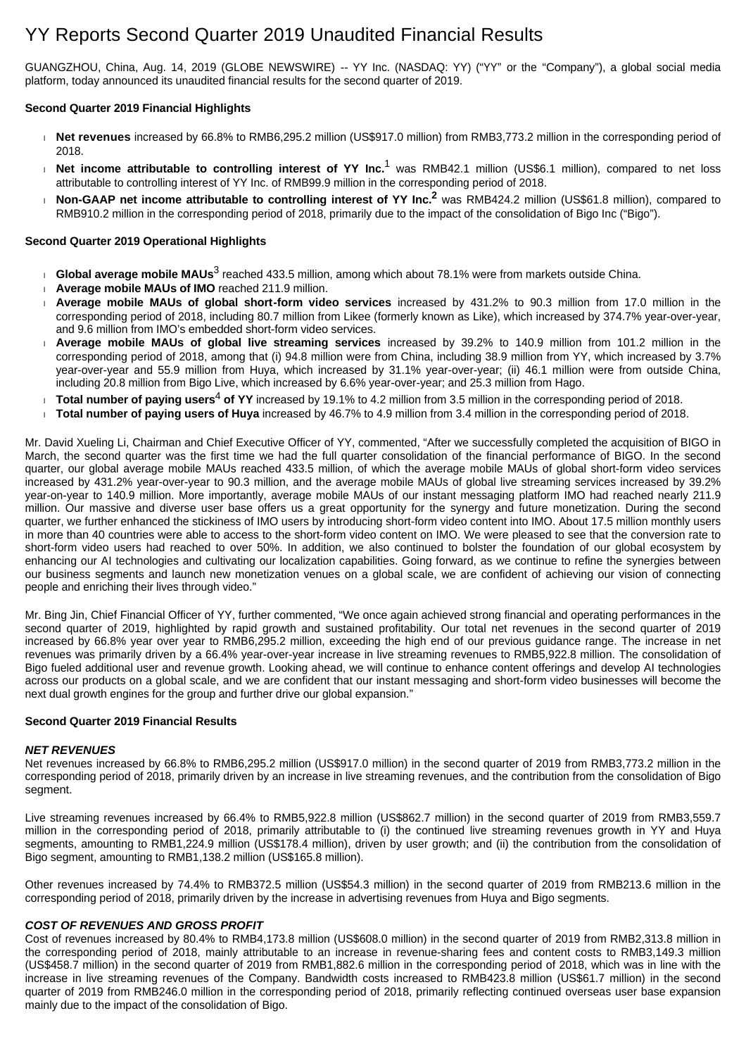# YY Reports Second Quarter 2019 Unaudited Financial Results

GUANGZHOU, China, Aug. 14, 2019 (GLOBE NEWSWIRE) -- YY Inc. (NASDAQ: YY) ("YY" or the "Company"), a global social media platform, today announced its unaudited financial results for the second quarter of 2019.

**Second Quarter 2019 Financial Highlights**

- **Net revenues** increased by 66.8% to RMB6,295.2 million (US$917.0 million) from RMB3,773.2 million in the corresponding period of 2018.
- **Net income attributable to controlling interest of YY Inc.**[1] was RMB42.1 million (US$6.1 million), compared to net loss attributable to controlling interest of YY Inc. of RMB99.9 million in the corresponding period of 2018.
- **Non-GAAP net income attributable to controlling interest of YY Inc.**[2] was RMB424.2 million (US$61.8 million), compared to RMB910.2 million in the corresponding period of 2018, primarily due to the impact of the consolidation of Bigo Inc ("Bigo").

**Second Quarter 2019 Operational Highlights**

- **Global average mobile MAUs**[3] reached 433.5 million, among which about 78.1% were from markets outside China.
- **Average mobile MAUs of IMO** reached 211.9 million.
- **Average mobile MAUs of global short-form video services** increased by 431.2% to 90.3 million from 17.0 million in the corresponding period of 2018, including 80.7 million from Likee (formerly known as Like), which increased by 374.7% year-over-year, and 9.6 million from IMO's embedded short-form video services.
- **Average mobile MAUs of global live streaming services** increased by 39.2% to 140.9 million from 101.2 million in the corresponding period of 2018, among that (i) 94.8 million were from China, including 38.9 million from YY, which increased by 3.7% year-over-year and 55.9 million from Huya, which increased by 31.1% year-over-year; (ii) 46.1 million were from outside China, including 20.8 million from Bigo Live, which increased by 6.6% year-over-year; and 25.3 million from Hago.
- **Total number of paying users**[4] **of YY** increased by 19.1% to 4.2 million from 3.5 million in the corresponding period of 2018.
- **Total number of paying users of Huya** increased by 46.7% to 4.9 million from 3.4 million in the corresponding period of 2018.

Mr. David Xueling Li, Chairman and Chief Executive Officer of YY, commented, "After we successfully completed the acquisition of BIGO in March, the second quarter was the first time we had the full quarter consolidation of the financial performance of BIGO. In the second quarter, our global average mobile MAUs reached 433.5 million, of which the average mobile MAUs of global short-form video services increased by 431.2% year-over-year to 90.3 million, and the average mobile MAUs of global live streaming services increased by 39.2% year-on-year to 140.9 million. More importantly, average mobile MAUs of our instant messaging platform IMO had reached nearly 211.9 million. Our massive and diverse user base offers us a great opportunity for the synergy and future monetization. During the second quarter, we further enhanced the stickiness of IMO users by introducing short-form video content into IMO. About 17.5 million monthly users in more than 40 countries were able to access to the short-form video content on IMO. We were pleased to see that the conversion rate to short-form video users had reached to over 50%. In addition, we also continued to bolster the foundation of our global ecosystem by enhancing our AI technologies and cultivating our localization capabilities. Going forward, as we continue to refine the synergies between our business segments and launch new monetization venues on a global scale, we are confident of achieving our vision of connecting people and enriching their lives through video."

Mr. Bing Jin, Chief Financial Officer of YY, further commented, "We once again achieved strong financial and operating performances in the second quarter of 2019, highlighted by rapid growth and sustained profitability. Our total net revenues in the second quarter of 2019 increased by 66.8% year over year to RMB6,295.2 million, exceeding the high end of our previous guidance range. The increase in net revenues was primarily driven by a 66.4% year-over-year increase in live streaming revenues to RMB5,922.8 million. The consolidation of Bigo fueled additional user and revenue growth. Looking ahead, we will continue to enhance content offerings and develop AI technologies across our products on a global scale, and we are confident that our instant messaging and short-form video businesses will become the next dual growth engines for the group and further drive our global expansion."

**Second Quarter 2019 Financial Results**

***NET REVENUES***

Net revenues increased by 66.8% to RMB6,295.2 million (US$917.0 million) in the second quarter of 2019 from RMB3,773.2 million in the corresponding period of 2018, primarily driven by an increase in live streaming revenues, and the contribution from the consolidation of Bigo segment.

Live streaming revenues increased by 66.4% to RMB5,922.8 million (US$862.7 million) in the second quarter of 2019 from RMB3,559.7 million in the corresponding period of 2018, primarily attributable to (i) the continued live streaming revenues growth in YY and Huya segments, amounting to RMB1,224.9 million (US$178.4 million), driven by user growth; and (ii) the contribution from the consolidation of Bigo segment, amounting to RMB1,138.2 million (US$165.8 million).

Other revenues increased by 74.4% to RMB372.5 million (US$54.3 million) in the second quarter of 2019 from RMB213.6 million in the corresponding period of 2018, primarily driven by the increase in advertising revenues from Huya and Bigo segments.

***COST OF REVENUES AND GROSS PROFIT***

Cost of revenues increased by 80.4% to RMB4,173.8 million (US$608.0 million) in the second quarter of 2019 from RMB2,313.8 million in the corresponding period of 2018, mainly attributable to an increase in revenue-sharing fees and content costs to RMB3,149.3 million (US$458.7 million) in the second quarter of 2019 from RMB1,882.6 million in the corresponding period of 2018, which was in line with the increase in live streaming revenues of the Company. Bandwidth costs increased to RMB423.8 million (US$61.7 million) in the second quarter of 2019 from RMB246.0 million in the corresponding period of 2018, primarily reflecting continued overseas user base expansion mainly due to the impact of the consolidation of Bigo.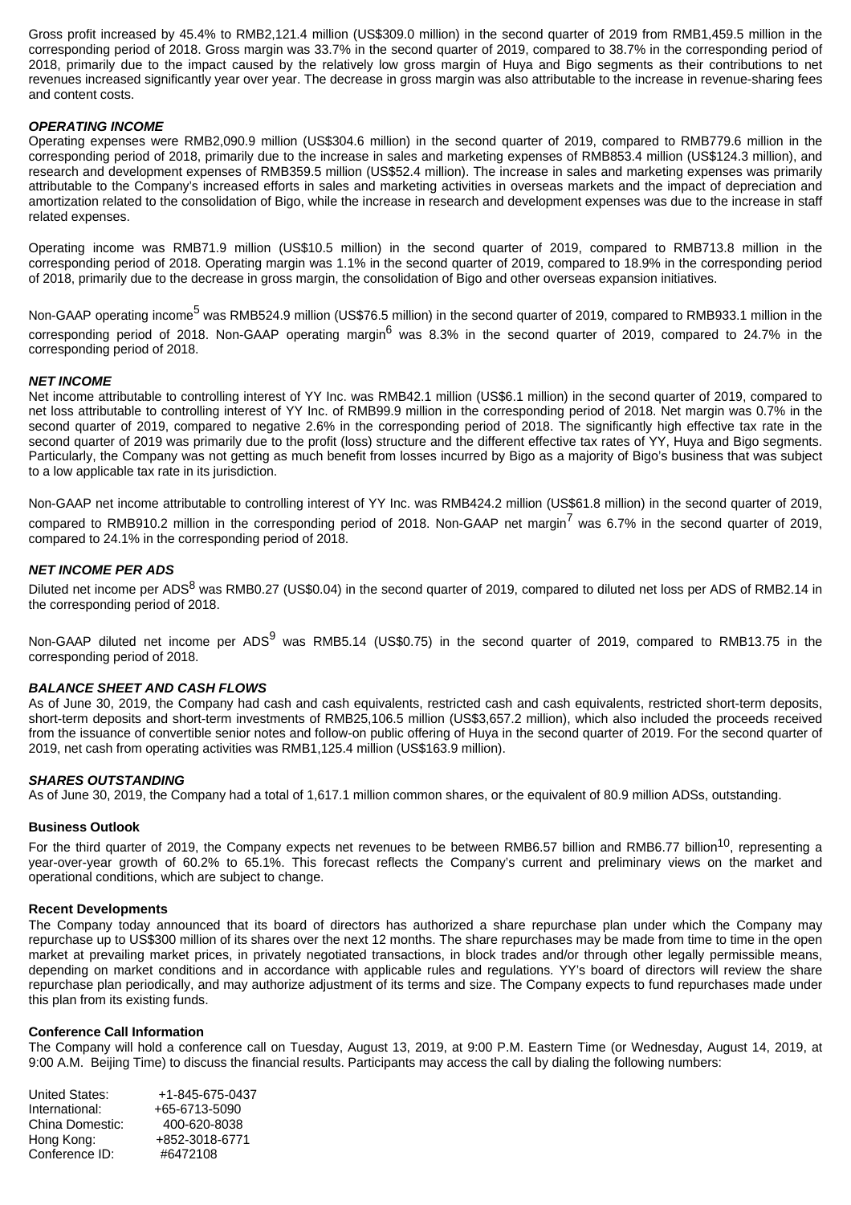Gross profit increased by 45.4% to RMB2,121.4 million (US$309.0 million) in the second quarter of 2019 from RMB1,459.5 million in the corresponding period of 2018. Gross margin was 33.7% in the second quarter of 2019, compared to 38.7% in the corresponding period of 2018, primarily due to the impact caused by the relatively low gross margin of Huya and Bigo segments as their contributions to net revenues increased significantly year over year. The decrease in gross margin was also attributable to the increase in revenue-sharing fees and content costs.

***OPERATING INCOME***

Operating expenses were RMB2,090.9 million (US$304.6 million) in the second quarter of 2019, compared to RMB779.6 million in the corresponding period of 2018, primarily due to the increase in sales and marketing expenses of RMB853.4 million (US$124.3 million), and research and development expenses of RMB359.5 million (US$52.4 million). The increase in sales and marketing expenses was primarily attributable to the Company's increased efforts in sales and marketing activities in overseas markets and the impact of depreciation and amortization related to the consolidation of Bigo, while the increase in research and development expenses was due to the increase in staff related expenses.

Operating income was RMB71.9 million (US$10.5 million) in the second quarter of 2019, compared to RMB713.8 million in the corresponding period of 2018. Operating margin was 1.1% in the second quarter of 2019, compared to 18.9% in the corresponding period of 2018, primarily due to the decrease in gross margin, the consolidation of Bigo and other overseas expansion initiatives.

Non-GAAP operating income[5] was RMB524.9 million (US$76.5 million) in the second quarter of 2019, compared to RMB933.1 million in the corresponding period of 2018. Non-GAAP operating margin[6] was 8.3% in the second quarter of 2019, compared to 24.7% in the corresponding period of 2018.

***NET INCOME***

Net income attributable to controlling interest of YY Inc. was RMB42.1 million (US$6.1 million) in the second quarter of 2019, compared to net loss attributable to controlling interest of YY Inc. of RMB99.9 million in the corresponding period of 2018. Net margin was 0.7% in the second quarter of 2019, compared to negative 2.6% in the corresponding period of 2018. The significantly high effective tax rate in the second quarter of 2019 was primarily due to the profit (loss) structure and the different effective tax rates of YY, Huya and Bigo segments. Particularly, the Company was not getting as much benefit from losses incurred by Bigo as a majority of Bigo's business that was subject to a low applicable tax rate in its jurisdiction.

Non-GAAP net income attributable to controlling interest of YY Inc. was RMB424.2 million (US$61.8 million) in the second quarter of 2019, compared to RMB910.2 million in the corresponding period of 2018. Non-GAAP net margin[7] was 6.7% in the second quarter of 2019, compared to 24.1% in the corresponding period of 2018.

***NET INCOME PER ADS***

Diluted net income per ADS[8] was RMB0.27 (US$0.04) in the second quarter of 2019, compared to diluted net loss per ADS of RMB2.14 in the corresponding period of 2018.

Non-GAAP diluted net income per ADS[9] was RMB5.14 (US$0.75) in the second quarter of 2019, compared to RMB13.75 in the corresponding period of 2018.

***BALANCE SHEET AND CASH FLOWS***

As of June 30, 2019, the Company had cash and cash equivalents, restricted cash and cash equivalents, restricted short-term deposits, short-term deposits and short-term investments of RMB25,106.5 million (US$3,657.2 million), which also included the proceeds received from the issuance of convertible senior notes and follow-on public offering of Huya in the second quarter of 2019. For the second quarter of 2019, net cash from operating activities was RMB1,125.4 million (US$163.9 million).

***SHARES OUTSTANDING***

As of June 30, 2019, the Company had a total of 1,617.1 million common shares, or the equivalent of 80.9 million ADSs, outstanding.

**Business Outlook**

For the third quarter of 2019, the Company expects net revenues to be between RMB6.57 billion and RMB6.77 billion[10], representing a year-over-year growth of 60.2% to 65.1%. This forecast reflects the Company's current and preliminary views on the market and operational conditions, which are subject to change.

**Recent Developments**

The Company today announced that its board of directors has authorized a share repurchase plan under which the Company may repurchase up to US$300 million of its shares over the next 12 months. The share repurchases may be made from time to time in the open market at prevailing market prices, in privately negotiated transactions, in block trades and/or through other legally permissible means, depending on market conditions and in accordance with applicable rules and regulations. YY's board of directors will review the share repurchase plan periodically, and may authorize adjustment of its terms and size. The Company expects to fund repurchases made under this plan from its existing funds.

**Conference Call Information**

The Company will hold a conference call on Tuesday, August 13, 2019, at 9:00 P.M. Eastern Time (or Wednesday, August 14, 2019, at 9:00 A.M. Beijing Time) to discuss the financial results. Participants may access the call by dialing the following numbers:

| | |
|---|---|
| United States: | +1-845-675-0437 |
| International: | +65-6713-5090 |
| China Domestic: | 400-620-8038 |
| Hong Kong: | +852-3018-6771 |
| Conference ID: | #6472108 |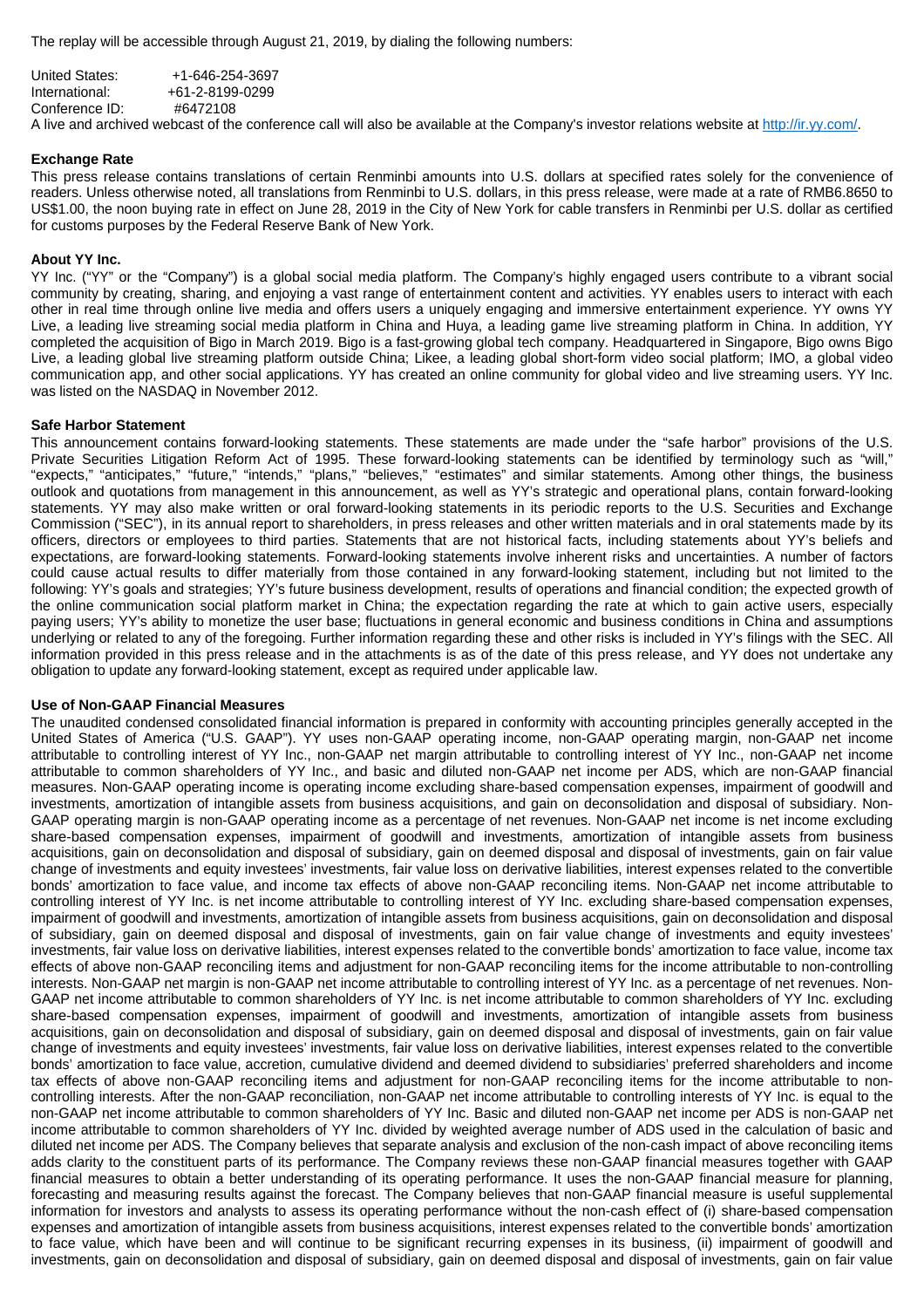The replay will be accessible through August 21, 2019, by dialing the following numbers:

United States: +1-646-254-3697
International: +61-2-8199-0299
Conference ID: #6472108

A live and archived webcast of the conference call will also be available at the Company's investor relations website at http://ir.yy.com/.

**Exchange Rate**

This press release contains translations of certain Renminbi amounts into U.S. dollars at specified rates solely for the convenience of readers. Unless otherwise noted, all translations from Renminbi to U.S. dollars, in this press release, were made at a rate of RMB6.8650 to US$1.00, the noon buying rate in effect on June 28, 2019 in the City of New York for cable transfers in Renminbi per U.S. dollar as certified for customs purposes by the Federal Reserve Bank of New York.

**About YY Inc.**

YY Inc. ("YY" or the "Company") is a global social media platform. The Company's highly engaged users contribute to a vibrant social community by creating, sharing, and enjoying a vast range of entertainment content and activities. YY enables users to interact with each other in real time through online live media and offers users a uniquely engaging and immersive entertainment experience. YY owns YY Live, a leading live streaming social media platform in China and Huya, a leading game live streaming platform in China. In addition, YY completed the acquisition of Bigo in March 2019. Bigo is a fast-growing global tech company. Headquartered in Singapore, Bigo owns Bigo Live, a leading global live streaming platform outside China; Likee, a leading global short-form video social platform; IMO, a global video communication app, and other social applications. YY has created an online community for global video and live streaming users. YY Inc. was listed on the NASDAQ in November 2012.

**Safe Harbor Statement**

This announcement contains forward-looking statements. These statements are made under the "safe harbor" provisions of the U.S. Private Securities Litigation Reform Act of 1995. These forward-looking statements can be identified by terminology such as "will," "expects," "anticipates," "future," "intends," "plans," "believes," "estimates" and similar statements. Among other things, the business outlook and quotations from management in this announcement, as well as YY's strategic and operational plans, contain forward-looking statements. YY may also make written or oral forward-looking statements in its periodic reports to the U.S. Securities and Exchange Commission ("SEC"), in its annual report to shareholders, in press releases and other written materials and in oral statements made by its officers, directors or employees to third parties. Statements that are not historical facts, including statements about YY's beliefs and expectations, are forward-looking statements. Forward-looking statements involve inherent risks and uncertainties. A number of factors could cause actual results to differ materially from those contained in any forward-looking statement, including but not limited to the following: YY's goals and strategies; YY's future business development, results of operations and financial condition; the expected growth of the online communication social platform market in China; the expectation regarding the rate at which to gain active users, especially paying users; YY's ability to monetize the user base; fluctuations in general economic and business conditions in China and assumptions underlying or related to any of the foregoing. Further information regarding these and other risks is included in YY's filings with the SEC. All information provided in this press release and in the attachments is as of the date of this press release, and YY does not undertake any obligation to update any forward-looking statement, except as required under applicable law.

**Use of Non-GAAP Financial Measures**

The unaudited condensed consolidated financial information is prepared in conformity with accounting principles generally accepted in the United States of America ("U.S. GAAP"). YY uses non-GAAP operating income, non-GAAP operating margin, non-GAAP net income attributable to controlling interest of YY Inc., non-GAAP net margin attributable to controlling interest of YY Inc., non-GAAP net income attributable to common shareholders of YY Inc., and basic and diluted non-GAAP net income per ADS, which are non-GAAP financial measures. Non-GAAP operating income is operating income excluding share-based compensation expenses, impairment of goodwill and investments, amortization of intangible assets from business acquisitions, and gain on deconsolidation and disposal of subsidiary. Non-GAAP operating margin is non-GAAP operating income as a percentage of net revenues. Non-GAAP net income is net income excluding share-based compensation expenses, impairment of goodwill and investments, amortization of intangible assets from business acquisitions, gain on deconsolidation and disposal of subsidiary, gain on deemed disposal and disposal of investments, gain on fair value change of investments and equity investees' investments, fair value loss on derivative liabilities, interest expenses related to the convertible bonds' amortization to face value, and income tax effects of above non-GAAP reconciling items. Non-GAAP net income attributable to controlling interest of YY Inc. is net income attributable to controlling interest of YY Inc. excluding share-based compensation expenses, impairment of goodwill and investments, amortization of intangible assets from business acquisitions, gain on deconsolidation and disposal of subsidiary, gain on deemed disposal and disposal of investments, gain on fair value change of investments and equity investees' investments, fair value loss on derivative liabilities, interest expenses related to the convertible bonds' amortization to face value, income tax effects of above non-GAAP reconciling items and adjustment for non-GAAP reconciling items for the income attributable to non-controlling interests. Non-GAAP net margin is non-GAAP net income attributable to controlling interest of YY Inc. as a percentage of net revenues. Non-GAAP net income attributable to common shareholders of YY Inc. is net income attributable to common shareholders of YY Inc. excluding share-based compensation expenses, impairment of goodwill and investments, amortization of intangible assets from business acquisitions, gain on deconsolidation and disposal of subsidiary, gain on deemed disposal and disposal of investments, gain on fair value change of investments and equity investees' investments, fair value loss on derivative liabilities, interest expenses related to the convertible bonds' amortization to face value, accretion, cumulative dividend and deemed dividend to subsidiaries' preferred shareholders and income tax effects of above non-GAAP reconciling items and adjustment for non-GAAP reconciling items for the income attributable to non-controlling interests. After the non-GAAP reconciliation, non-GAAP net income attributable to controlling interests of YY Inc. is equal to the non-GAAP net income attributable to common shareholders of YY Inc. Basic and diluted non-GAAP net income per ADS is non-GAAP net income attributable to common shareholders of YY Inc. divided by weighted average number of ADS used in the calculation of basic and diluted net income per ADS. The Company believes that separate analysis and exclusion of the non-cash impact of above reconciling items adds clarity to the constituent parts of its performance. The Company reviews these non-GAAP financial measures together with GAAP financial measures to obtain a better understanding of its operating performance. It uses the non-GAAP financial measure for planning, forecasting and measuring results against the forecast. The Company believes that non-GAAP financial measure is useful supplemental information for investors and analysts to assess its operating performance without the non-cash effect of (i) share-based compensation expenses and amortization of intangible assets from business acquisitions, interest expenses related to the convertible bonds' amortization to face value, which have been and will continue to be significant recurring expenses in its business, (ii) impairment of goodwill and investments, gain on deconsolidation and disposal of subsidiary, gain on deemed disposal and disposal of investments, gain on fair value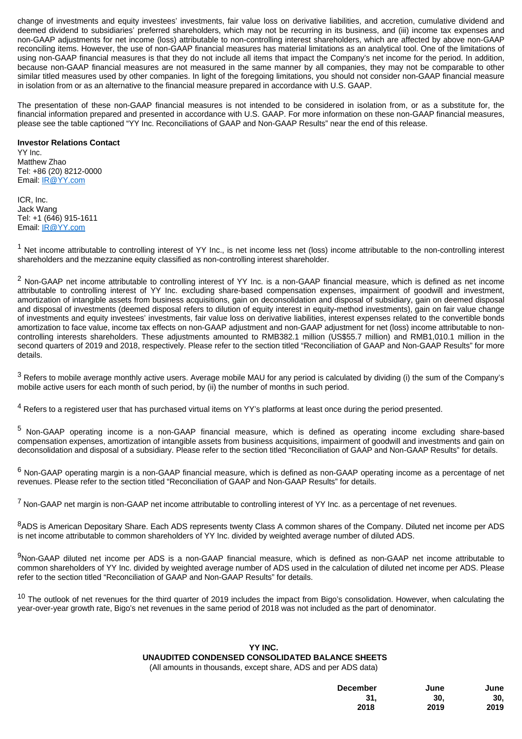change of investments and equity investees' investments, fair value loss on derivative liabilities, and accretion, cumulative dividend and deemed dividend to subsidiaries' preferred shareholders, which may not be recurring in its business, and (iii) income tax expenses and non-GAAP adjustments for net income (loss) attributable to non-controlling interest shareholders, which are affected by above non-GAAP reconciling items. However, the use of non-GAAP financial measures has material limitations as an analytical tool. One of the limitations of using non-GAAP financial measures is that they do not include all items that impact the Company's net income for the period. In addition, because non-GAAP financial measures are not measured in the same manner by all companies, they may not be comparable to other similar titled measures used by other companies. In light of the foregoing limitations, you should not consider non-GAAP financial measure in isolation from or as an alternative to the financial measure prepared in accordance with U.S. GAAP.

The presentation of these non-GAAP financial measures is not intended to be considered in isolation from, or as a substitute for, the financial information prepared and presented in accordance with U.S. GAAP. For more information on these non-GAAP financial measures, please see the table captioned "YY Inc. Reconciliations of GAAP and Non-GAAP Results" near the end of this release.

**Investor Relations Contact**

YY Inc.
Matthew Zhao
Tel: +86 (20) 8212-0000
Email: IR@YY.com

ICR, Inc.
Jack Wang
Tel: +1 (646) 915-1611
Email: IR@YY.com

[1] Net income attributable to controlling interest of YY Inc., is net income less net (loss) income attributable to the non-controlling interest shareholders and the mezzanine equity classified as non-controlling interest shareholder.

[2] Non-GAAP net income attributable to controlling interest of YY Inc. is a non-GAAP financial measure, which is defined as net income attributable to controlling interest of YY Inc. excluding share-based compensation expenses, impairment of goodwill and investment, amortization of intangible assets from business acquisitions, gain on deconsolidation and disposal of subsidiary, gain on deemed disposal and disposal of investments (deemed disposal refers to dilution of equity interest in equity-method investments), gain on fair value change of investments and equity investees' investments, fair value loss on derivative liabilities, interest expenses related to the convertible bonds amortization to face value, income tax effects on non-GAAP adjustment and non-GAAP adjustment for net (loss) income attributable to non-controlling interests shareholders. These adjustments amounted to RMB382.1 million (US$55.7 million) and RMB1,010.1 million in the second quarters of 2019 and 2018, respectively. Please refer to the section titled "Reconciliation of GAAP and Non-GAAP Results" for more details.

[3] Refers to mobile average monthly active users. Average mobile MAU for any period is calculated by dividing (i) the sum of the Company's mobile active users for each month of such period, by (ii) the number of months in such period.

[4] Refers to a registered user that has purchased virtual items on YY's platforms at least once during the period presented.

[5] Non-GAAP operating income is a non-GAAP financial measure, which is defined as operating income excluding share-based compensation expenses, amortization of intangible assets from business acquisitions, impairment of goodwill and investments and gain on deconsolidation and disposal of a subsidiary. Please refer to the section titled "Reconciliation of GAAP and Non-GAAP Results" for details.

[6] Non-GAAP operating margin is a non-GAAP financial measure, which is defined as non-GAAP operating income as a percentage of net revenues. Please refer to the section titled "Reconciliation of GAAP and Non-GAAP Results" for details.

[7] Non-GAAP net margin is non-GAAP net income attributable to controlling interest of YY Inc. as a percentage of net revenues.

[8] ADS is American Depositary Share. Each ADS represents twenty Class A common shares of the Company. Diluted net income per ADS is net income attributable to common shareholders of YY Inc. divided by weighted average number of diluted ADS.

[9] Non-GAAP diluted net income per ADS is a non-GAAP financial measure, which is defined as non-GAAP net income attributable to common shareholders of YY Inc. divided by weighted average number of ADS used in the calculation of diluted net income per ADS. Please refer to the section titled "Reconciliation of GAAP and Non-GAAP Results" for details.

[10] The outlook of net revenues for the third quarter of 2019 includes the impact from Bigo's consolidation. However, when calculating the year-over-year growth rate, Bigo's net revenues in the same period of 2018 was not included as the part of denominator.

**YY INC.**
**UNAUDITED CONDENSED CONSOLIDATED BALANCE SHEETS**
(All amounts in thousands, except share, ADS and per ADS data)

| | December 31, 2018 | June 30, 2019 | June 30, 2019 |
|---|---|---|---|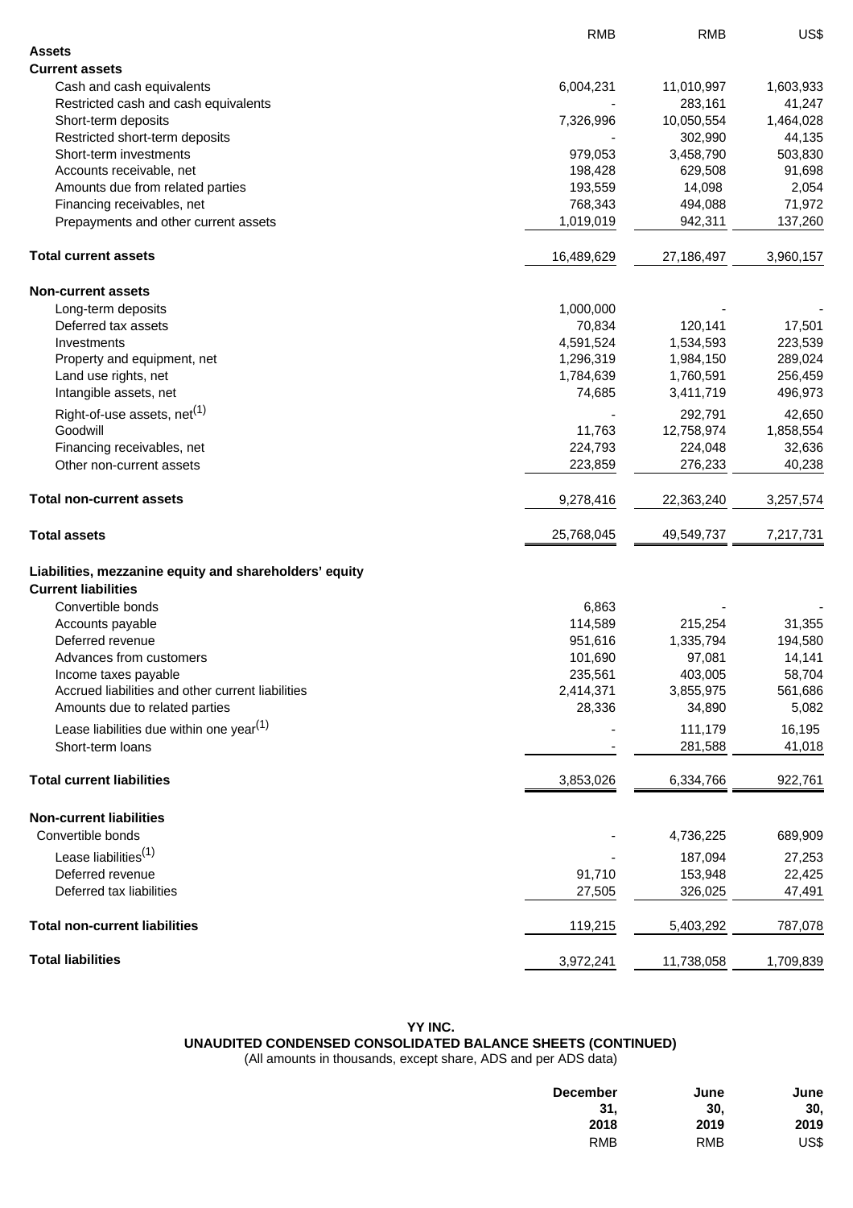| | RMB | RMB | US$ |
|---|---|---|---|
| **Assets** | | | |
| **Current assets** | | | |
| Cash and cash equivalents | 6,004,231 | 11,010,997 | 1,603,933 |
| Restricted cash and cash equivalents | - | 283,161 | 41,247 |
| Short-term deposits | 7,326,996 | 10,050,554 | 1,464,028 |
| Restricted short-term deposits | - | 302,990 | 44,135 |
| Short-term investments | 979,053 | 3,458,790 | 503,830 |
| Accounts receivable, net | 198,428 | 629,508 | 91,698 |
| Amounts due from related parties | 193,559 | 14,098 | 2,054 |
| Financing receivables, net | 768,343 | 494,088 | 71,972 |
| Prepayments and other current assets | 1,019,019 | 942,311 | 137,260 |
| **Total current assets** | 16,489,629 | 27,186,497 | 3,960,157 |
| **Non-current assets** | | | |
| Long-term deposits | 1,000,000 | - | - |
| Deferred tax assets | 70,834 | 120,141 | 17,501 |
| Investments | 4,591,524 | 1,534,593 | 223,539 |
| Property and equipment, net | 1,296,319 | 1,984,150 | 289,024 |
| Land use rights, net | 1,784,639 | 1,760,591 | 256,459 |
| Intangible assets, net | 74,685 | 3,411,719 | 496,973 |
| Right-of-use assets, net(1) | - | 292,791 | 42,650 |
| Goodwill | 11,763 | 12,758,974 | 1,858,554 |
| Financing receivables, net | 224,793 | 224,048 | 32,636 |
| Other non-current assets | 223,859 | 276,233 | 40,238 |
| **Total non-current assets** | 9,278,416 | 22,363,240 | 3,257,574 |
| **Total assets** | 25,768,045 | 49,549,737 | 7,217,731 |
| **Liabilities, mezzanine equity and shareholders' equity** | | | |
| **Current liabilities** | | | |
| Convertible bonds | 6,863 | - | - |
| Accounts payable | 114,589 | 215,254 | 31,355 |
| Deferred revenue | 951,616 | 1,335,794 | 194,580 |
| Advances from customers | 101,690 | 97,081 | 14,141 |
| Income taxes payable | 235,561 | 403,005 | 58,704 |
| Accrued liabilities and other current liabilities | 2,414,371 | 3,855,975 | 561,686 |
| Amounts due to related parties | 28,336 | 34,890 | 5,082 |
| Lease liabilities due within one year(1) | - | 111,179 | 16,195 |
| Short-term loans | - | 281,588 | 41,018 |
| **Total current liabilities** | 3,853,026 | 6,334,766 | 922,761 |
| **Non-current liabilities** | | | |
| Convertible bonds | - | 4,736,225 | 689,909 |
| Lease liabilities(1) | - | 187,094 | 27,253 |
| Deferred revenue | 91,710 | 153,948 | 22,425 |
| Deferred tax liabilities | 27,505 | 326,025 | 47,491 |
| **Total non-current liabilities** | 119,215 | 5,403,292 | 787,078 |
| **Total liabilities** | 3,972,241 | 11,738,058 | 1,709,839 |

**YY INC.**
**UNAUDITED CONDENSED CONSOLIDATED BALANCE SHEETS (CONTINUED)**
(All amounts in thousands, except share, ADS and per ADS data)

| | December 31, 2018 | June 30, 2019 | June 30, 2019 |
|---|---|---|---|
| | RMB | RMB | US$ |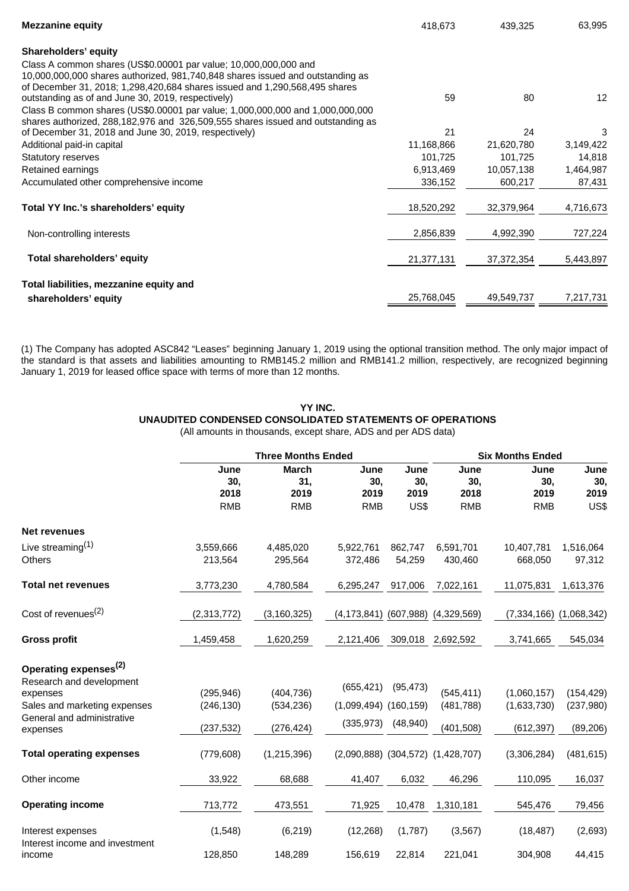| | | | |
|---|---|---|---|
| **Mezzanine equity** | 418,673 | 439,325 | 63,995 |
| **Shareholders' equity** | | | |
| Class A common shares (US$0.00001 par value; 10,000,000,000 and 10,000,000,000 shares authorized, 981,740,848 shares issued and outstanding as of December 31, 2018; 1,298,420,684 shares issued and 1,290,568,495 shares outstanding as of and June 30, 2019, respectively) | 59 | 80 | 12 |
| Class B common shares (US$0.00001 par value; 1,000,000,000 and 1,000,000,000 shares authorized, 288,182,976 and 326,509,555 shares issued and outstanding as of December 31, 2018 and June 30, 2019, respectively) | 21 | 24 | 3 |
| Additional paid-in capital | 11,168,866 | 21,620,780 | 3,149,422 |
| Statutory reserves | 101,725 | 101,725 | 14,818 |
| Retained earnings | 6,913,469 | 10,057,138 | 1,464,987 |
| Accumulated other comprehensive income | 336,152 | 600,217 | 87,431 |
| **Total YY Inc.'s shareholders' equity** | 18,520,292 | 32,379,964 | 4,716,673 |
| Non-controlling interests | 2,856,839 | 4,992,390 | 727,224 |
| **Total shareholders' equity** | 21,377,131 | 37,372,354 | 5,443,897 |
| **Total liabilities, mezzanine equity and shareholders' equity** | 25,768,045 | 49,549,737 | 7,217,731 |

(1) The Company has adopted ASC842 "Leases" beginning January 1, 2019 using the optional transition method. The only major impact of the standard is that assets and liabilities amounting to RMB145.2 million and RMB141.2 million, respectively, are recognized beginning January 1, 2019 for leased office space with terms of more than 12 months.

**YY INC.**
**UNAUDITED CONDENSED CONSOLIDATED STATEMENTS OF OPERATIONS**
(All amounts in thousands, except share, ADS and per ADS data)

| | Three Months Ended | | | | Six Months Ended | | |
|---|---|---|---|---|---|---|---|
| | June 30, 2018 | March 31, 2019 | June 30, 2019 | June 30, 2019 | June 30, 2018 | June 30, 2019 | June 30, 2019 |
| | RMB | RMB | RMB | US$ | RMB | RMB | US$ |
| **Net revenues** | | | | | | | |
| Live streaming(1) | 3,559,666 | 4,485,020 | 5,922,761 | 862,747 | 6,591,701 | 10,407,781 | 1,516,064 |
| Others | 213,564 | 295,564 | 372,486 | 54,259 | 430,460 | 668,050 | 97,312 |
| **Total net revenues** | 3,773,230 | 4,780,584 | 6,295,247 | 917,006 | 7,022,161 | 11,075,831 | 1,613,376 |
| Cost of revenues(2) | (2,313,772) | (3,160,325) | (4,173,841) | (607,988) | (4,329,569) | (7,334,166) | (1,068,342) |
| **Gross profit** | 1,459,458 | 1,620,259 | 2,121,406 | 309,018 | 2,692,592 | 3,741,665 | 545,034 |
| **Operating expenses(2)** | | | | | | | |
| Research and development expenses | (295,946) | (404,736) | (655,421) | (95,473) | (545,411) | (1,060,157) | (154,429) |
| Sales and marketing expenses | (246,130) | (534,236) | (1,099,494) | (160,159) | (481,788) | (1,633,730) | (237,980) |
| General and administrative expenses | (237,532) | (276,424) | (335,973) | (48,940) | (401,508) | (612,397) | (89,206) |
| **Total operating expenses** | (779,608) | (1,215,396) | (2,090,888) | (304,572) | (1,428,707) | (3,306,284) | (481,615) |
| Other income | 33,922 | 68,688 | 41,407 | 6,032 | 46,296 | 110,095 | 16,037 |
| **Operating income** | 713,772 | 473,551 | 71,925 | 10,478 | 1,310,181 | 545,476 | 79,456 |
| Interest expenses | (1,548) | (6,219) | (12,268) | (1,787) | (3,567) | (18,487) | (2,693) |
| Interest income and investment income | 128,850 | 148,289 | 156,619 | 22,814 | 221,041 | 304,908 | 44,415 |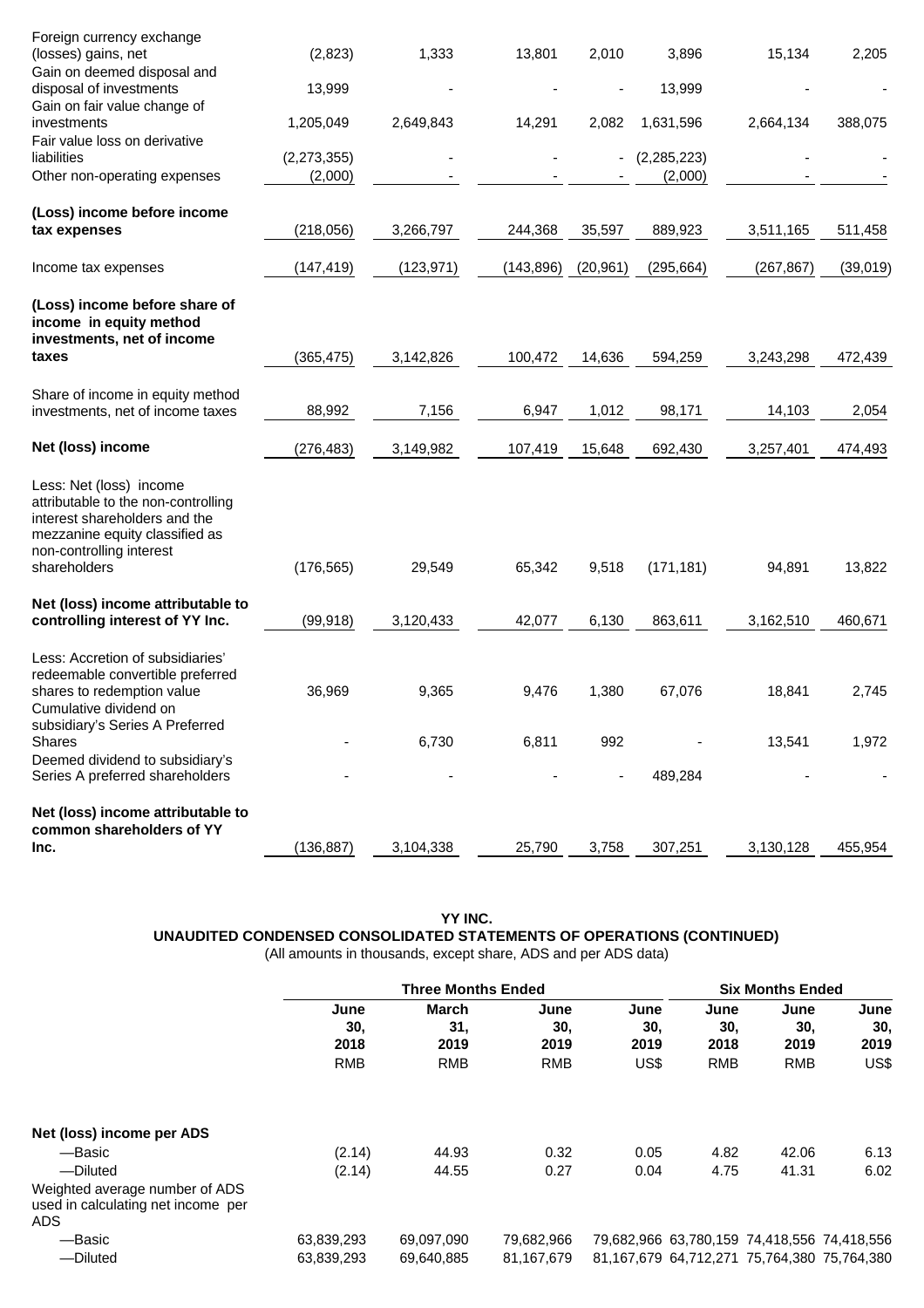| | | | | | | | |
|---|---|---|---|---|---|---|---|
| Foreign currency exchange (losses) gains, net | (2,823) | 1,333 | 13,801 | 2,010 | 3,896 | 15,134 | 2,205 |
| Gain on deemed disposal and disposal of investments | 13,999 | - | - | - | 13,999 | - | - |
| Gain on fair value change of investments | 1,205,049 | 2,649,843 | 14,291 | 2,082 | 1,631,596 | 2,664,134 | 388,075 |
| Fair value loss on derivative liabilities | (2,273,355) | - | - | - | (2,285,223) | - | - |
| Other non-operating expenses | (2,000) | - | - | - | (2,000) | - | - |
| **(Loss) income before income tax expenses** | (218,056) | 3,266,797 | 244,368 | 35,597 | 889,923 | 3,511,165 | 511,458 |
| Income tax expenses | (147,419) | (123,971) | (143,896) | (20,961) | (295,664) | (267,867) | (39,019) |
| **(Loss) income before share of income in equity method investments, net of income taxes** | (365,475) | 3,142,826 | 100,472 | 14,636 | 594,259 | 3,243,298 | 472,439 |
| Share of income in equity method investments, net of income taxes | 88,992 | 7,156 | 6,947 | 1,012 | 98,171 | 14,103 | 2,054 |
| **Net (loss) income** | (276,483) | 3,149,982 | 107,419 | 15,648 | 692,430 | 3,257,401 | 474,493 |
| Less: Net (loss) income attributable to the non-controlling interest shareholders and the mezzanine equity classified as non-controlling interest shareholders | (176,565) | 29,549 | 65,342 | 9,518 | (171,181) | 94,891 | 13,822 |
| **Net (loss) income attributable to controlling interest of YY Inc.** | (99,918) | 3,120,433 | 42,077 | 6,130 | 863,611 | 3,162,510 | 460,671 |
| Less: Accretion of subsidiaries' redeemable convertible preferred shares to redemption value | 36,969 | 9,365 | 9,476 | 1,380 | 67,076 | 18,841 | 2,745 |
| Cumulative dividend on subsidiary's Series A Preferred Shares | - | 6,730 | 6,811 | 992 | - | 13,541 | 1,972 |
| Deemed dividend to subsidiary's Series A preferred shareholders | - | - | - | - | 489,284 | - | - |
| **Net (loss) income attributable to common shareholders of YY Inc.** | (136,887) | 3,104,338 | 25,790 | 3,758 | 307,251 | 3,130,128 | 455,954 |

**YY INC.**
**UNAUDITED CONDENSED CONSOLIDATED STATEMENTS OF OPERATIONS (CONTINUED)**
(All amounts in thousands, except share, ADS and per ADS data)

| | Three Months Ended | | | | Six Months Ended | | |
|---|---|---|---|---|---|---|---|
| | June 30, 2018 | March 31, 2019 | June 30, 2019 | June 30, 2019 | June 30, 2018 | June 30, 2019 | June 30, 2019 |
| | RMB | RMB | RMB | US$ | RMB | RMB | US$ |
| **Net (loss) income per ADS** | | | | | | | |
| —Basic | (2.14) | 44.93 | 0.32 | 0.05 | 4.82 | 42.06 | 6.13 |
| —Diluted | (2.14) | 44.55 | 0.27 | 0.04 | 4.75 | 41.31 | 6.02 |
| Weighted average number of ADS used in calculating net income per ADS | | | | | | | |
| —Basic | 63,839,293 | 69,097,090 | 79,682,966 | 79,682,966 | 63,780,159 | 74,418,556 | 74,418,556 |
| —Diluted | 63,839,293 | 69,640,885 | 81,167,679 | 81,167,679 | 64,712,271 | 75,764,380 | 75,764,380 |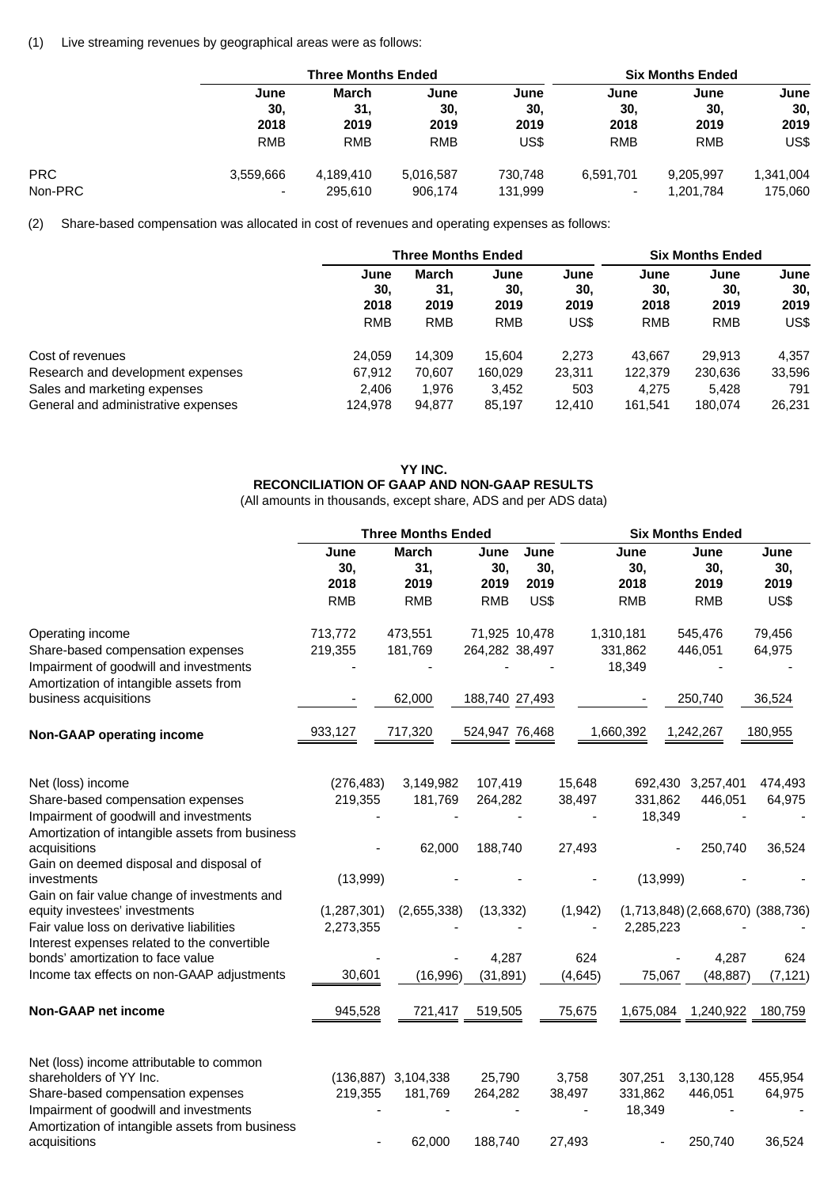(1) Live streaming revenues by geographical areas were as follows:

| | Three Months Ended | | | | Six Months Ended | | |
|---|---|---|---|---|---|---|---|
| | June 30, 2018 | March 31, 2019 | June 30, 2019 | June 30, 2019 | June 30, 2018 | June 30, 2019 | June 30, 2019 |
| | RMB | RMB | RMB | US$ | RMB | RMB | US$ |
| PRC | 3,559,666 | 4,189,410 | 5,016,587 | 730,748 | 6,591,701 | 9,205,997 | 1,341,004 |
| Non-PRC | - | 295,610 | 906,174 | 131,999 | - | 1,201,784 | 175,060 |

(2) Share-based compensation was allocated in cost of revenues and operating expenses as follows:

| | Three Months Ended | | | | Six Months Ended | | |
|---|---|---|---|---|---|---|---|
| | June 30, 2018 | March 31, 2019 | June 30, 2019 | June 30, 2019 | June 30, 2018 | June 30, 2019 | June 30, 2019 |
| | RMB | RMB | RMB | US$ | RMB | RMB | US$ |
| Cost of revenues | 24,059 | 14,309 | 15,604 | 2,273 | 43,667 | 29,913 | 4,357 |
| Research and development expenses | 67,912 | 70,607 | 160,029 | 23,311 | 122,379 | 230,636 | 33,596 |
| Sales and marketing expenses | 2,406 | 1,976 | 3,452 | 503 | 4,275 | 5,428 | 791 |
| General and administrative expenses | 124,978 | 94,877 | 85,197 | 12,410 | 161,541 | 180,074 | 26,231 |

**YY INC.**
**RECONCILIATION OF GAAP AND NON-GAAP RESULTS**
(All amounts in thousands, except share, ADS and per ADS data)

| | Three Months Ended | | | | Six Months Ended | | |
|---|---|---|---|---|---|---|---|
| | June 30, 2018 | March 31, 2019 | June 30, 2019 | June 30, 2019 | June 30, 2018 | June 30, 2019 | June 30, 2019 |
| | RMB | RMB | RMB | US$ | RMB | RMB | US$ |
| Operating income | 713,772 | 473,551 | 71,925 | 10,478 | 1,310,181 | 545,476 | 79,456 |
| Share-based compensation expenses | 219,355 | 181,769 | 264,282 | 38,497 | 331,862 | 446,051 | 64,975 |
| Impairment of goodwill and investments | - | - | - | - | 18,349 | - | - |
| Amortization of intangible assets from business acquisitions | - | 62,000 | 188,740 | 27,493 | - | 250,740 | 36,524 |
| **Non-GAAP operating income** | 933,127 | 717,320 | 524,947 | 76,468 | 1,660,392 | 1,242,267 | 180,955 |
| | | | | | | | |
| Net (loss) income | (276,483) | 3,149,982 | 107,419 | 15,648 | 692,430 | 3,257,401 | 474,493 |
| Share-based compensation expenses | 219,355 | 181,769 | 264,282 | 38,497 | 331,862 | 446,051 | 64,975 |
| Impairment of goodwill and investments | - | - | - | - | 18,349 | - | - |
| Amortization of intangible assets from business acquisitions | - | 62,000 | 188,740 | 27,493 | - | 250,740 | 36,524 |
| Gain on deemed disposal and disposal of investments | (13,999) | - | - | - | (13,999) | - | - |
| Gain on fair value change of investments and equity investees' investments | (1,287,301) | (2,655,338) | (13,332) | (1,942) | (1,713,848) | (2,668,670) | (388,736) |
| Fair value loss on derivative liabilities | 2,273,355 | - | - | - | 2,285,223 | - | - |
| Interest expenses related to the convertible bonds' amortization to face value | - | - | 4,287 | 624 | - | 4,287 | 624 |
| Income tax effects on non-GAAP adjustments | 30,601 | (16,996) | (31,891) | (4,645) | 75,067 | (48,887) | (7,121) |
| **Non-GAAP net income** | 945,528 | 721,417 | 519,505 | 75,675 | 1,675,084 | 1,240,922 | 180,759 |
| | | | | | | | |
| Net (loss) income attributable to common shareholders of YY Inc. | (136,887) | 3,104,338 | 25,790 | 3,758 | 307,251 | 3,130,128 | 455,954 |
| Share-based compensation expenses | 219,355 | 181,769 | 264,282 | 38,497 | 331,862 | 446,051 | 64,975 |
| Impairment of goodwill and investments | - | - | - | - | 18,349 | - | - |
| Amortization of intangible assets from business acquisitions | - | 62,000 | 188,740 | 27,493 | - | 250,740 | 36,524 |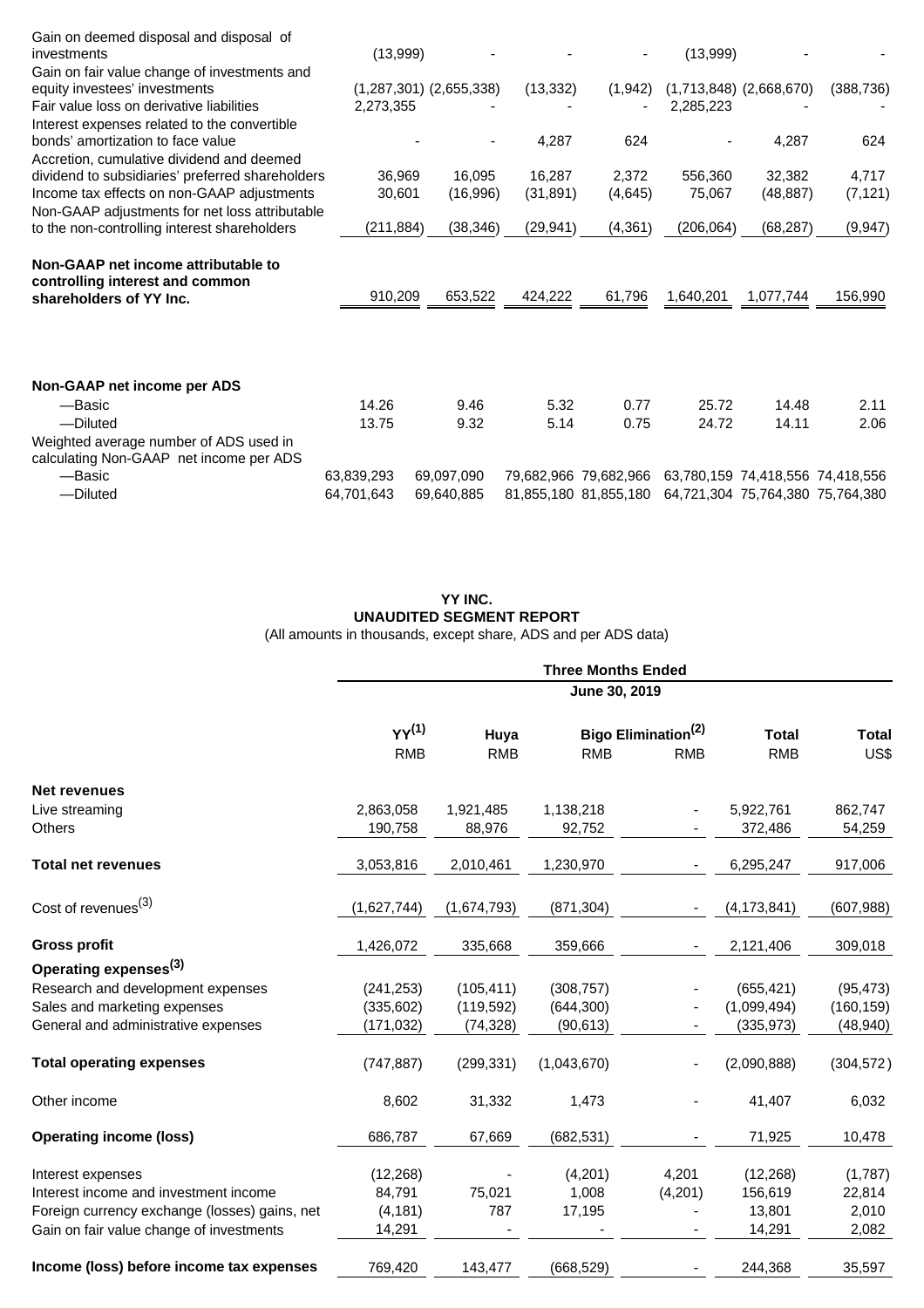| | | | | | | | |
|---|---|---|---|---|---|---|---|
| Gain on deemed disposal and disposal of investments | (13,999) | - | - | - | (13,999) | - | - |
| Gain on fair value change of investments and equity investees' investments | (1,287,301) | (2,655,338) | (13,332) | (1,942) | (1,713,848) | (2,668,670) | (388,736) |
| Fair value loss on derivative liabilities | 2,273,355 | - | - | - | 2,285,223 | - | - |
| Interest expenses related to the convertible bonds' amortization to face value | - | - | 4,287 | 624 | - | 4,287 | 624 |
| Accretion, cumulative dividend and deemed dividend to subsidiaries' preferred shareholders | 36,969 | 16,095 | 16,287 | 2,372 | 556,360 | 32,382 | 4,717 |
| Income tax effects on non-GAAP adjustments | 30,601 | (16,996) | (31,891) | (4,645) | 75,067 | (48,887) | (7,121) |
| Non-GAAP adjustments for net loss attributable to the non-controlling interest shareholders | (211,884) | (38,346) | (29,941) | (4,361) | (206,064) | (68,287) | (9,947) |
| **Non-GAAP net income attributable to controlling interest and common shareholders of YY Inc.** | 910,209 | 653,522 | 424,222 | 61,796 | 1,640,201 | 1,077,744 | 156,990 |
| **Non-GAAP net income per ADS** | | | | | | | |
| —Basic | 14.26 | 9.46 | 5.32 | 0.77 | 25.72 | 14.48 | 2.11 |
| —Diluted | 13.75 | 9.32 | 5.14 | 0.75 | 24.72 | 14.11 | 2.06 |
| Weighted average number of ADS used in calculating Non-GAAP net income per ADS | | | | | | | |
| —Basic | 63,839,293 | 69,097,090 | 79,682,966 | 79,682,966 | 63,780,159 | 74,418,556 | 74,418,556 |
| —Diluted | 64,701,643 | 69,640,885 | 81,855,180 | 81,855,180 | 64,721,304 | 75,764,380 | 75,764,380 |

**YY INC.**
**UNAUDITED SEGMENT REPORT**
(All amounts in thousands, except share, ADS and per ADS data)

| | Three Months Ended | | | | | |
|---|---|---|---|---|---|---|
| | June 30, 2019 | | | | | |
| | YY[1] | Huya | Bigo | Elimination[2] | Total | Total |
| | RMB | RMB | RMB | RMB | RMB | US$ |
| **Net revenues** | | | | | | |
| Live streaming | 2,863,058 | 1,921,485 | 1,138,218 | - | 5,922,761 | 862,747 |
| Others | 190,758 | 88,976 | 92,752 | - | 372,486 | 54,259 |
| **Total net revenues** | 3,053,816 | 2,010,461 | 1,230,970 | - | 6,295,247 | 917,006 |
| Cost of revenues[3] | (1,627,744) | (1,674,793) | (871,304) | - | (4,173,841) | (607,988) |
| **Gross profit** | 1,426,072 | 335,668 | 359,666 | - | 2,121,406 | 309,018 |
| **Operating expenses[3]** | | | | | | |
| Research and development expenses | (241,253) | (105,411) | (308,757) | - | (655,421) | (95,473) |
| Sales and marketing expenses | (335,602) | (119,592) | (644,300) | - | (1,099,494) | (160,159) |
| General and administrative expenses | (171,032) | (74,328) | (90,613) | - | (335,973) | (48,940) |
| **Total operating expenses** | (747,887) | (299,331) | (1,043,670) | - | (2,090,888) | (304,572) |
| Other income | 8,602 | 31,332 | 1,473 | - | 41,407 | 6,032 |
| **Operating income (loss)** | 686,787 | 67,669 | (682,531) | - | 71,925 | 10,478 |
| Interest expenses | (12,268) | - | (4,201) | 4,201 | (12,268) | (1,787) |
| Interest income and investment income | 84,791 | 75,021 | 1,008 | (4,201) | 156,619 | 22,814 |
| Foreign currency exchange (losses) gains, net | (4,181) | 787 | 17,195 | - | 13,801 | 2,010 |
| Gain on fair value change of investments | 14,291 | - | - | - | 14,291 | 2,082 |
| **Income (loss) before income tax expenses** | 769,420 | 143,477 | (668,529) | - | 244,368 | 35,597 |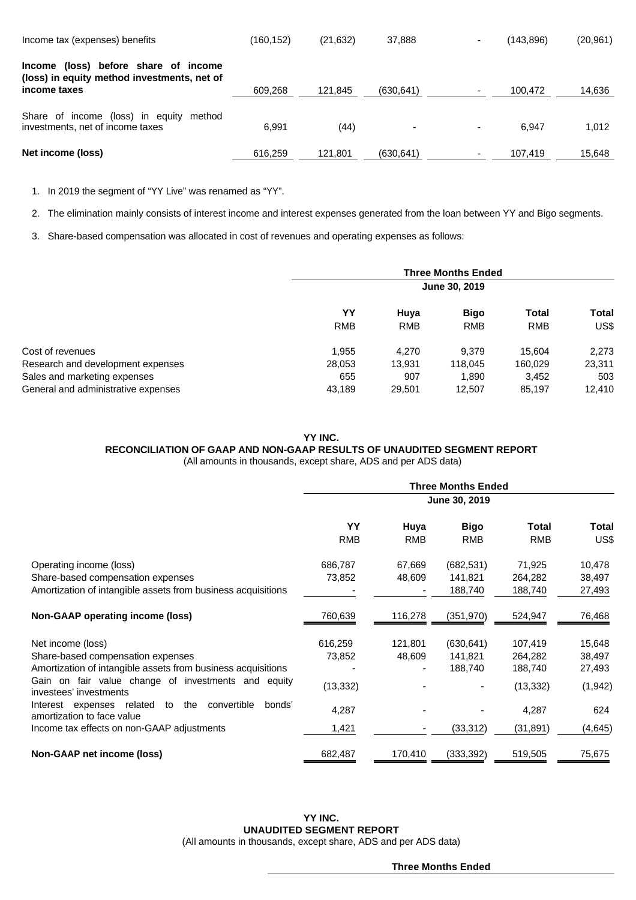| | | | | | | |
|---|---|---|---|---|---|---|
| Income tax (expenses) benefits | (160,152) | (21,632) | 37,888 | - | (143,896) | (20,961) |
| **Income (loss) before share of income (loss) in equity method investments, net of income taxes** | 609,268 | 121,845 | (630,641) | - | 100,472 | 14,636 |
| Share of income (loss) in equity method investments, net of income taxes | 6,991 | (44) | - | - | 6,947 | 1,012 |
| **Net income (loss)** | 616,259 | 121,801 | (630,641) | - | 107,419 | 15,648 |

1. In 2019 the segment of "YY Live" was renamed as "YY".
2. The elimination mainly consists of interest income and interest expenses generated from the loan between YY and Bigo segments.
3. Share-based compensation was allocated in cost of revenues and operating expenses as follows:

| | **Three Months Ended June 30, 2019** | | | | |
|---|---|---|---|---|---|
| | **YY** RMB | **Huya** RMB | **Bigo** RMB | **Total** RMB | **Total** US$ |
| Cost of revenues | 1,955 | 4,270 | 9,379 | 15,604 | 2,273 |
| Research and development expenses | 28,053 | 13,931 | 118,045 | 160,029 | 23,311 |
| Sales and marketing expenses | 655 | 907 | 1,890 | 3,452 | 503 |
| General and administrative expenses | 43,189 | 29,501 | 12,507 | 85,197 | 12,410 |

**YY INC.**
**RECONCILIATION OF GAAP AND NON-GAAP RESULTS OF UNAUDITED SEGMENT REPORT**
(All amounts in thousands, except share, ADS and per ADS data)

| | **Three Months Ended June 30, 2019** | | | | |
|---|---|---|---|---|---|
| | **YY** RMB | **Huya** RMB | **Bigo** RMB | **Total** RMB | **Total** US$ |
| Operating income (loss) | 686,787 | 67,669 | (682,531) | 71,925 | 10,478 |
| Share-based compensation expenses | 73,852 | 48,609 | 141,821 | 264,282 | 38,497 |
| Amortization of intangible assets from business acquisitions | - | - | 188,740 | 188,740 | 27,493 |
| **Non-GAAP operating income (loss)** | 760,639 | 116,278 | (351,970) | 524,947 | 76,468 |
| Net income (loss) | 616,259 | 121,801 | (630,641) | 107,419 | 15,648 |
| Share-based compensation expenses | 73,852 | 48,609 | 141,821 | 264,282 | 38,497 |
| Amortization of intangible assets from business acquisitions | - | - | 188,740 | 188,740 | 27,493 |
| Gain on fair value change of investments and equity investees' investments | (13,332) | - | - | (13,332) | (1,942) |
| Interest expenses related to the convertible bonds' amortization to face value | 4,287 | - | - | 4,287 | 624 |
| Income tax effects on non-GAAP adjustments | 1,421 | - | (33,312) | (31,891) | (4,645) |
| **Non-GAAP net income (loss)** | 682,487 | 170,410 | (333,392) | 519,505 | 75,675 |

**YY INC.**
**UNAUDITED SEGMENT REPORT**
(All amounts in thousands, except share, ADS and per ADS data)

**Three Months Ended**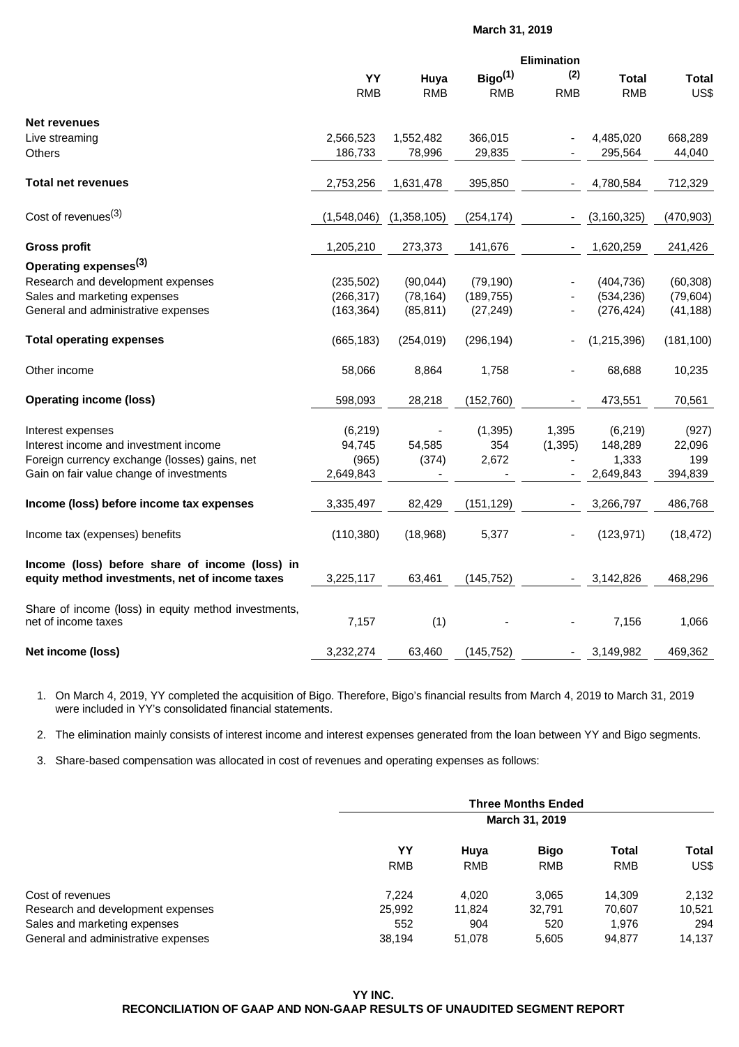| | March 31, 2019 | | | | | |
|---|---|---|---|---|---|---|
| | YY | Huya | Bigo[(1)] | Elimination [(2)] | Total | Total |
| | RMB | RMB | RMB | RMB | RMB | US$ |
| **Net revenues** | | | | | | |
| Live streaming | 2,566,523 | 1,552,482 | 366,015 | - | 4,485,020 | 668,289 |
| Others | 186,733 | 78,996 | 29,835 | - | 295,564 | 44,040 |
| **Total net revenues** | 2,753,256 | 1,631,478 | 395,850 | - | 4,780,584 | 712,329 |
| Cost of revenues[(3)] | (1,548,046) | (1,358,105) | (254,174) | - | (3,160,325) | (470,903) |
| **Gross profit** | 1,205,210 | 273,373 | 141,676 | - | 1,620,259 | 241,426 |
| **Operating expenses[(3)]** | | | | | | |
| Research and development expenses | (235,502) | (90,044) | (79,190) | - | (404,736) | (60,308) |
| Sales and marketing expenses | (266,317) | (78,164) | (189,755) | - | (534,236) | (79,604) |
| General and administrative expenses | (163,364) | (85,811) | (27,249) | - | (276,424) | (41,188) |
| **Total operating expenses** | (665,183) | (254,019) | (296,194) | - | (1,215,396) | (181,100) |
| Other income | 58,066 | 8,864 | 1,758 | - | 68,688 | 10,235 |
| **Operating income (loss)** | 598,093 | 28,218 | (152,760) | - | 473,551 | 70,561 |
| Interest expenses | (6,219) | - | (1,395) | 1,395 | (6,219) | (927) |
| Interest income and investment income | 94,745 | 54,585 | 354 | (1,395) | 148,289 | 22,096 |
| Foreign currency exchange (losses) gains, net | (965) | (374) | 2,672 | - | 1,333 | 199 |
| Gain on fair value change of investments | 2,649,843 | - | - | - | 2,649,843 | 394,839 |
| **Income (loss) before income tax expenses** | 3,335,497 | 82,429 | (151,129) | - | 3,266,797 | 486,768 |
| Income tax (expenses) benefits | (110,380) | (18,968) | 5,377 | - | (123,971) | (18,472) |
| **Income (loss) before share of income (loss) in equity method investments, net of income taxes** | 3,225,117 | 63,461 | (145,752) | - | 3,142,826 | 468,296 |
| Share of income (loss) in equity method investments, net of income taxes | 7,157 | (1) | - | - | 7,156 | 1,066 |
| **Net income (loss)** | 3,232,274 | 63,460 | (145,752) | - | 3,149,982 | 469,362 |

1. On March 4, 2019, YY completed the acquisition of Bigo. Therefore, Bigo's financial results from March 4, 2019 to March 31, 2019 were included in YY's consolidated financial statements.

2. The elimination mainly consists of interest income and interest expenses generated from the loan between YY and Bigo segments.

3. Share-based compensation was allocated in cost of revenues and operating expenses as follows:

| | Three Months Ended March 31, 2019 | | | | |
|---|---|---|---|---|---|
| | YY | Huya | Bigo | Total | Total |
| | RMB | RMB | RMB | RMB | US$ |
| Cost of revenues | 7,224 | 4,020 | 3,065 | 14,309 | 2,132 |
| Research and development expenses | 25,992 | 11,824 | 32,791 | 70,607 | 10,521 |
| Sales and marketing expenses | 552 | 904 | 520 | 1,976 | 294 |
| General and administrative expenses | 38,194 | 51,078 | 5,605 | 94,877 | 14,137 |

**YY INC.**
**RECONCILIATION OF GAAP AND NON-GAAP RESULTS OF UNAUDITED SEGMENT REPORT**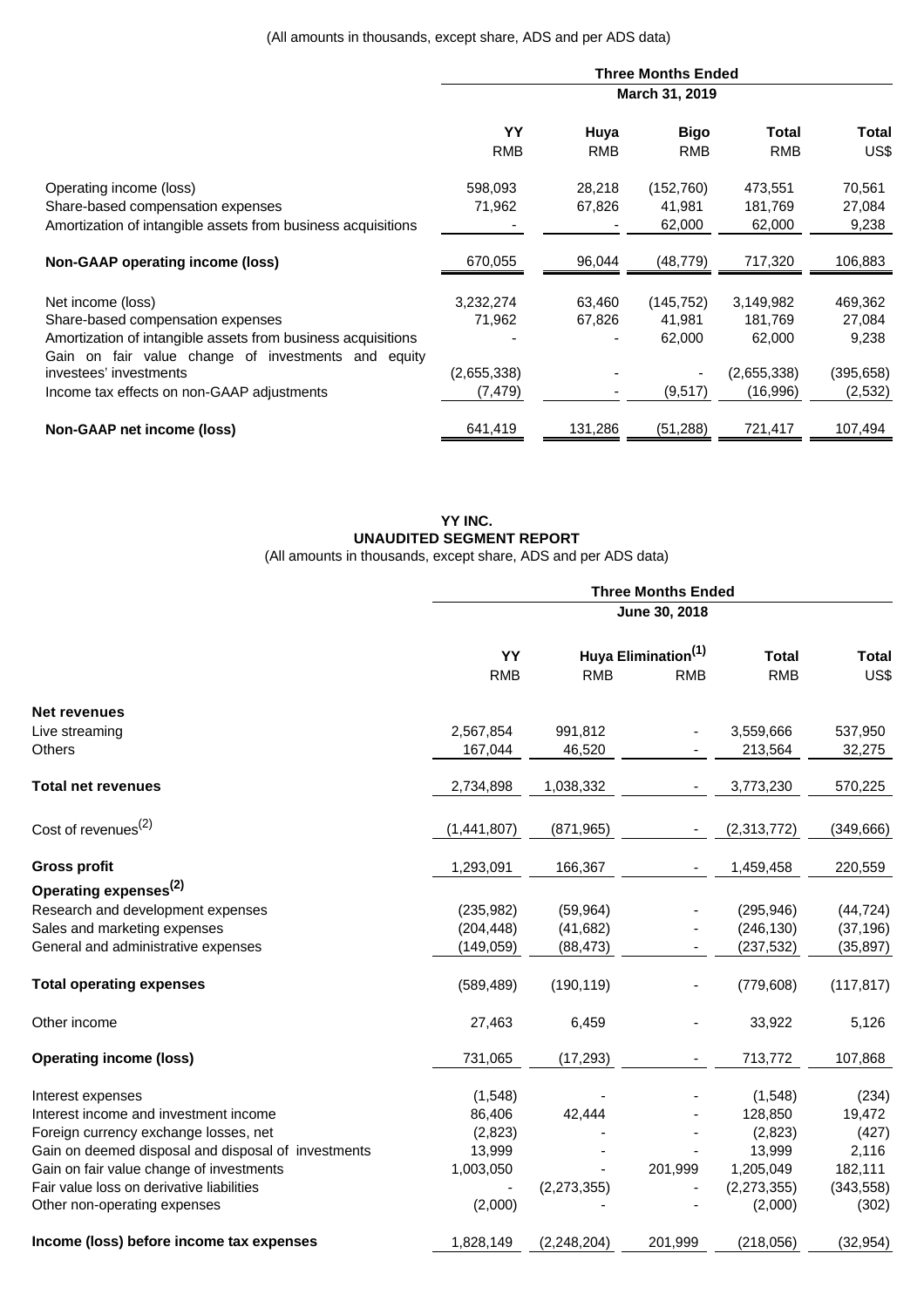(All amounts in thousands, except share, ADS and per ADS data)

| | Three Months Ended | | | | |
|---|---|---|---|---|---|
| | March 31, 2019 | | | | |
| | YY | Huya | Bigo | Total | Total |
| | RMB | RMB | RMB | RMB | US$ |
| Operating income (loss) | 598,093 | 28,218 | (152,760) | 473,551 | 70,561 |
| Share-based compensation expenses | 71,962 | 67,826 | 41,981 | 181,769 | 27,084 |
| Amortization of intangible assets from business acquisitions | - | - | 62,000 | 62,000 | 9,238 |
| **Non-GAAP operating income (loss)** | 670,055 | 96,044 | (48,779) | 717,320 | 106,883 |
| Net income (loss) | 3,232,274 | 63,460 | (145,752) | 3,149,982 | 469,362 |
| Share-based compensation expenses | 71,962 | 67,826 | 41,981 | 181,769 | 27,084 |
| Amortization of intangible assets from business acquisitions | - | - | 62,000 | 62,000 | 9,238 |
| Gain on fair value change of investments and equity investees' investments | (2,655,338) | - | - | (2,655,338) | (395,658) |
| Income tax effects on non-GAAP adjustments | (7,479) | - | (9,517) | (16,996) | (2,532) |
| **Non-GAAP net income (loss)** | 641,419 | 131,286 | (51,288) | 721,417 | 107,494 |

**YY INC.**
**UNAUDITED SEGMENT REPORT**
(All amounts in thousands, except share, ADS and per ADS data)

| | Three Months Ended | | | | |
|---|---|---|---|---|---|
| | June 30, 2018 | | | | |
| | YY | Huya | Elimination[1] | Total | Total |
| | RMB | RMB | RMB | RMB | US$ |
| **Net revenues** | | | | | |
| Live streaming | 2,567,854 | 991,812 | - | 3,559,666 | 537,950 |
| Others | 167,044 | 46,520 | - | 213,564 | 32,275 |
| **Total net revenues** | 2,734,898 | 1,038,332 | - | 3,773,230 | 570,225 |
| Cost of revenues[2] | (1,441,807) | (871,965) | - | (2,313,772) | (349,666) |
| **Gross profit** | 1,293,091 | 166,367 | - | 1,459,458 | 220,559 |
| **Operating expenses[2]** | | | | | |
| Research and development expenses | (235,982) | (59,964) | - | (295,946) | (44,724) |
| Sales and marketing expenses | (204,448) | (41,682) | - | (246,130) | (37,196) |
| General and administrative expenses | (149,059) | (88,473) | - | (237,532) | (35,897) |
| **Total operating expenses** | (589,489) | (190,119) | - | (779,608) | (117,817) |
| Other income | 27,463 | 6,459 | - | 33,922 | 5,126 |
| **Operating income (loss)** | 731,065 | (17,293) | - | 713,772 | 107,868 |
| Interest expenses | (1,548) | - | - | (1,548) | (234) |
| Interest income and investment income | 86,406 | 42,444 | - | 128,850 | 19,472 |
| Foreign currency exchange losses, net | (2,823) | - | - | (2,823) | (427) |
| Gain on deemed disposal and disposal of investments | 13,999 | - | - | 13,999 | 2,116 |
| Gain on fair value change of investments | 1,003,050 | - | 201,999 | 1,205,049 | 182,111 |
| Fair value loss on derivative liabilities | - | (2,273,355) | - | (2,273,355) | (343,558) |
| Other non-operating expenses | (2,000) | - | - | (2,000) | (302) |
| **Income (loss) before income tax expenses** | 1,828,149 | (2,248,204) | 201,999 | (218,056) | (32,954) |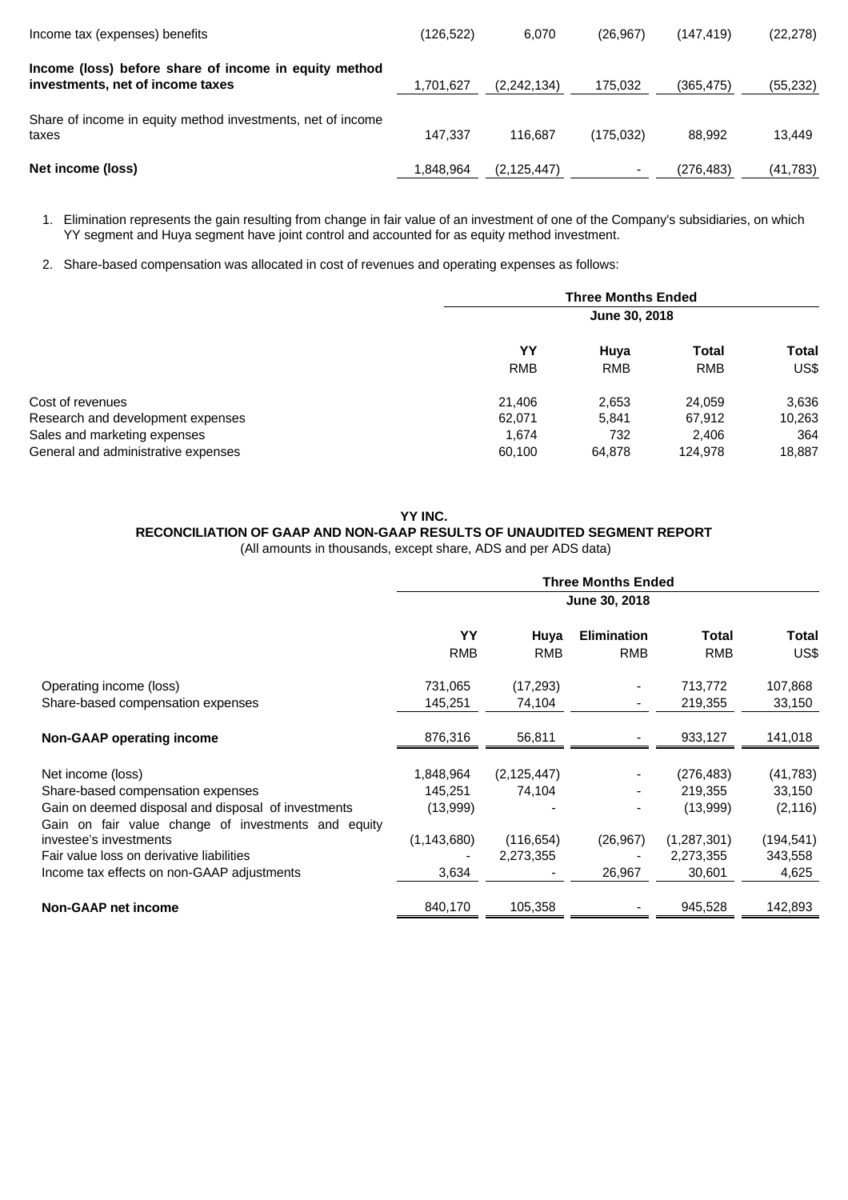| | | | | | |
|---|---|---|---|---|---|
| Income tax (expenses) benefits | (126,522) | 6,070 | (26,967) | (147,419) | (22,278) |
| **Income (loss) before share of income in equity method investments, net of income taxes** | 1,701,627 | (2,242,134) | 175,032 | (365,475) | (55,232) |
| Share of income in equity method investments, net of income taxes | 147,337 | 116,687 | (175,032) | 88,992 | 13,449 |
| **Net income (loss)** | 1,848,964 | (2,125,447) | - | (276,483) | (41,783) |

1. Elimination represents the gain resulting from change in fair value of an investment of one of the Company's subsidiaries, on which YY segment and Huya segment have joint control and accounted for as equity method investment.

2. Share-based compensation was allocated in cost of revenues and operating expenses as follows:

| | Three Months Ended June 30, 2018 | | | |
|---|---|---|---|---|
| | **YY** RMB | **Huya** RMB | **Total** RMB | **Total** US$ |
| Cost of revenues | 21,406 | 2,653 | 24,059 | 3,636 |
| Research and development expenses | 62,071 | 5,841 | 67,912 | 10,263 |
| Sales and marketing expenses | 1,674 | 732 | 2,406 | 364 |
| General and administrative expenses | 60,100 | 64,878 | 124,978 | 18,887 |

**YY INC.**

**RECONCILIATION OF GAAP AND NON-GAAP RESULTS OF UNAUDITED SEGMENT REPORT**

(All amounts in thousands, except share, ADS and per ADS data)

| | Three Months Ended June 30, 2018 | | | | |
|---|---|---|---|---|---|
| | **YY** RMB | **Huya** RMB | **Elimination** RMB | **Total** RMB | **Total** US$ |
| Operating income (loss) | 731,065 | (17,293) | - | 713,772 | 107,868 |
| Share-based compensation expenses | 145,251 | 74,104 | - | 219,355 | 33,150 |
| **Non-GAAP operating income** | 876,316 | 56,811 | - | 933,127 | 141,018 |
| Net income (loss) | 1,848,964 | (2,125,447) | - | (276,483) | (41,783) |
| Share-based compensation expenses | 145,251 | 74,104 | - | 219,355 | 33,150 |
| Gain on deemed disposal and disposal of investments | (13,999) | - | - | (13,999) | (2,116) |
| Gain on fair value change of investments and equity investee's investments | (1,143,680) | (116,654) | (26,967) | (1,287,301) | (194,541) |
| Fair value loss on derivative liabilities | - | 2,273,355 | - | 2,273,355 | 343,558 |
| Income tax effects on non-GAAP adjustments | 3,634 | - | 26,967 | 30,601 | 4,625 |
| **Non-GAAP net income** | 840,170 | 105,358 | - | 945,528 | 142,893 |